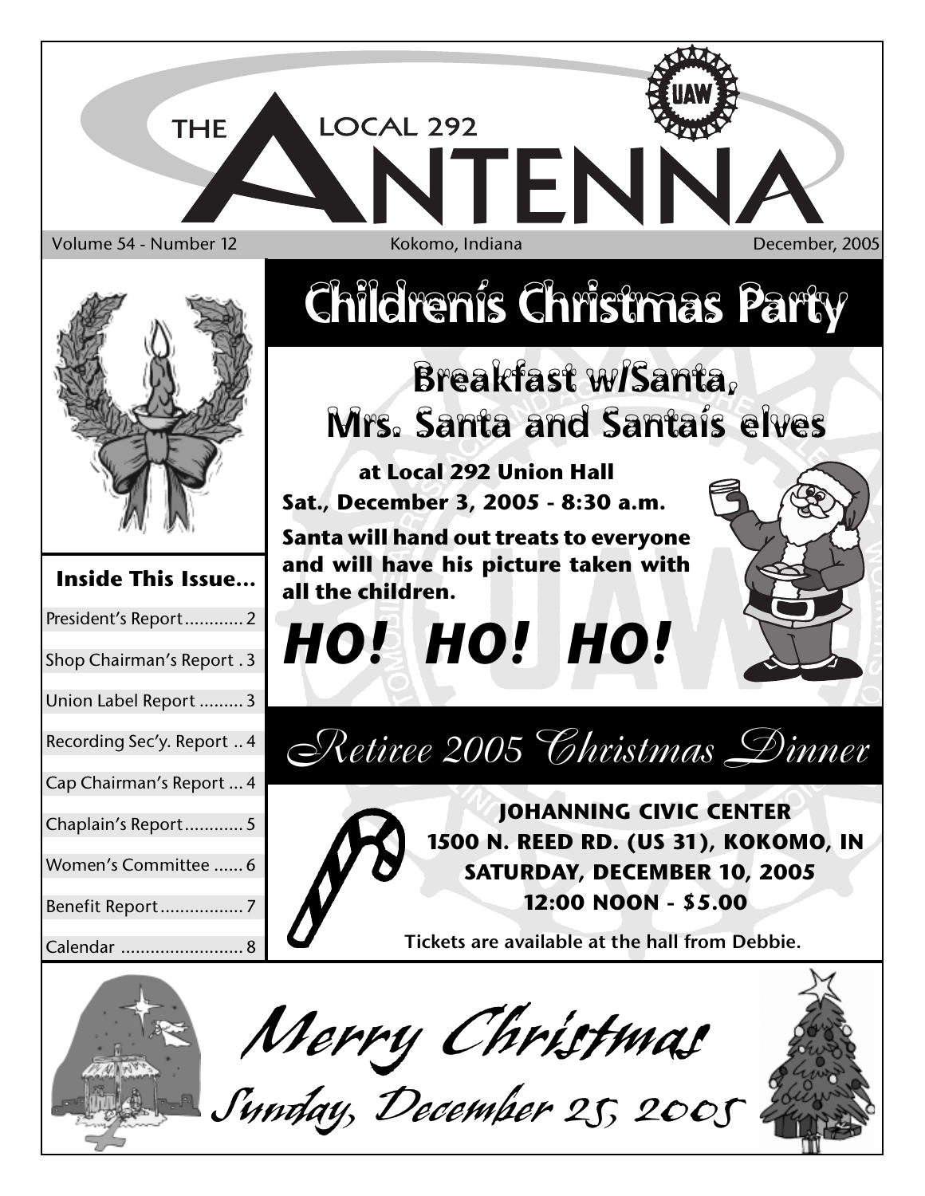# THE LOCAL 292 ANTENNA

Volume 54 - Number 12 | Kokomo, Indiana | December, 2005

## Inside This Issue...

| | |
|---|---|
| President's Report | 2 |
| Shop Chairman's Report | 3 |
| Union Label Report | 3 |
| Recording Sec'y. Report | 4 |
| Cap Chairman's Report | 4 |
| Chaplain's Report | 5 |
| Women's Committee | 6 |
| Benefit Report | 7 |
| Calendar | 8 |

# Children's Christmas Party

## Breakfast w/Santa, Mrs. Santa and Santa's elves

**at Local 292 Union Hall**

**Sat., December 3, 2005 - 8:30 a.m.**

**Santa will hand out treats to everyone and will have his picture taken with all the children.**

***HO! HO! HO!***

# Retiree 2005 Christmas Dinner

**JOHANNING CIVIC CENTER**
**1500 N. REED RD. (US 31), KOKOMO, IN**
**SATURDAY, DECEMBER 10, 2005**
**12:00 NOON - $5.00**

**Tickets are available at the hall from Debbie.**

*Merry Christmas*

*Sunday, December 25, 2005*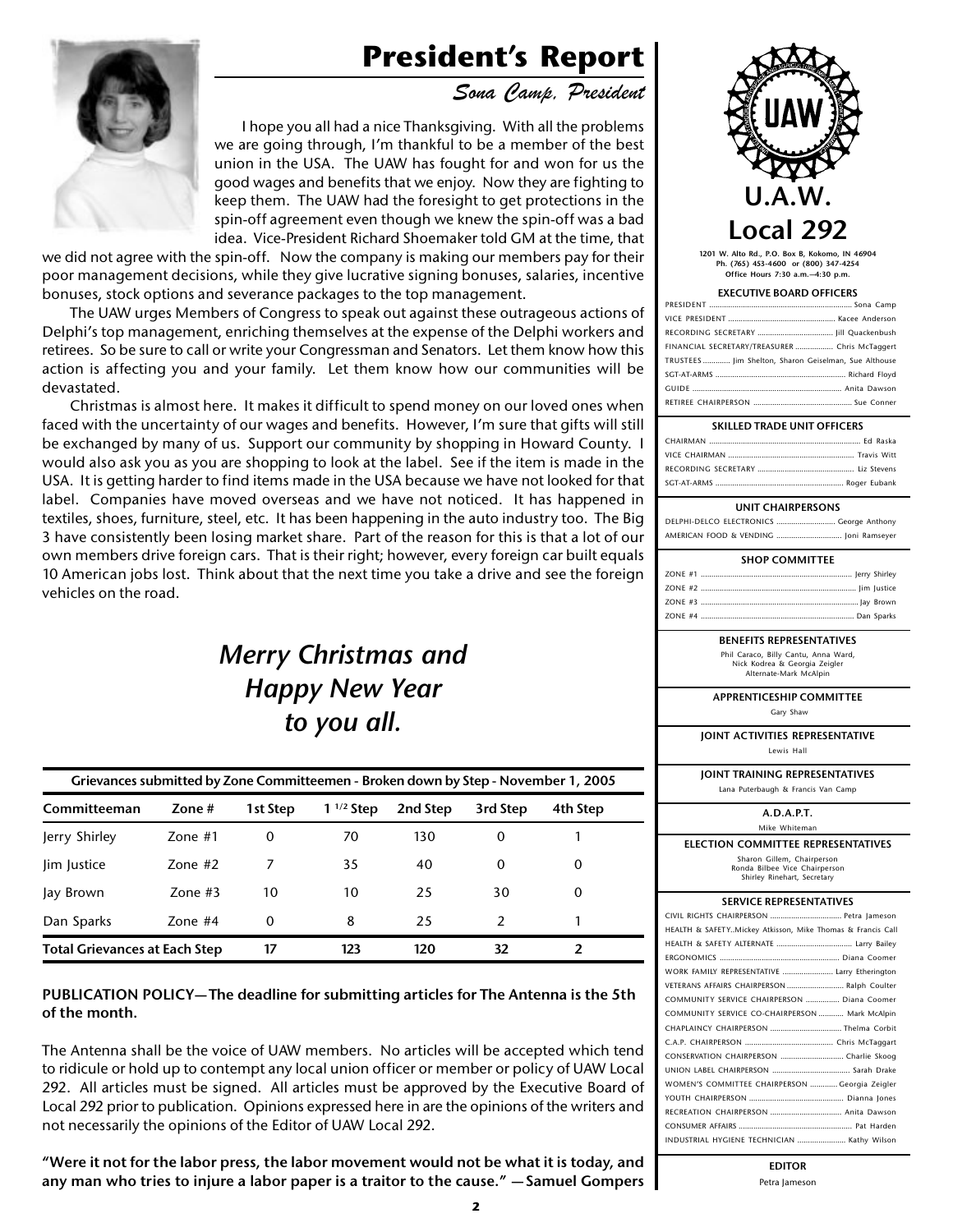# President's Report

*Sona Camp, President*

I hope you all had a nice Thanksgiving. With all the problems we are going through, I'm thankful to be a member of the best union in the USA. The UAW has fought for and won for us the good wages and benefits that we enjoy. Now they are fighting to keep them. The UAW had the foresight to get protections in the spin-off agreement even though we knew the spin-off was a bad idea. Vice-President Richard Shoemaker told GM at the time, that we did not agree with the spin-off. Now the company is making our members pay for their poor management decisions, while they give lucrative signing bonuses, salaries, incentive bonuses, stock options and severance packages to the top management.

The UAW urges Members of Congress to speak out against these outrageous actions of Delphi's top management, enriching themselves at the expense of the Delphi workers and retirees. So be sure to call or write your Congressman and Senators. Let them know how this action is affecting you and your family. Let them know how our communities will be devastated.

Christmas is almost here. It makes it difficult to spend money on our loved ones when faced with the uncertainty of our wages and benefits. However, I'm sure that gifts will still be exchanged by many of us. Support our community by shopping in Howard County. I would also ask you as you are shopping to look at the label. See if the item is made in the USA. It is getting harder to find items made in the USA because we have not looked for that label. Companies have moved overseas and we have not noticed. It has happened in textiles, shoes, furniture, steel, etc. It has been happening in the auto industry too. The Big 3 have consistently been losing market share. Part of the reason for this is that a lot of our own members drive foreign cars. That is their right; however, every foreign car built equals 10 American jobs lost. Think about that the next time you take a drive and see the foreign vehicles on the road.

*Merry Christmas and Happy New Year to you all.*

**Grievances submitted by Zone Committeemen - Broken down by Step - November 1, 2005**

| Committeeman | Zone # | 1st Step | 1 1/2 Step | 2nd Step | 3rd Step | 4th Step |
|---|---|---|---|---|---|---|
| Jerry Shirley | Zone #1 | 0 | 70 | 130 | 0 | 1 |
| Jim Justice | Zone #2 | 7 | 35 | 40 | 0 | 0 |
| Jay Brown | Zone #3 | 10 | 10 | 25 | 30 | 0 |
| Dan Sparks | Zone #4 | 0 | 8 | 25 | 2 | 1 |
| **Total Grievances at Each Step** | | **17** | **123** | **120** | **32** | **2** |

**PUBLICATION POLICY—The deadline for submitting articles for The Antenna is the 5th of the month.**

The Antenna shall be the voice of UAW members. No articles will be accepted which tend to ridicule or hold up to contempt any local union officer or member or policy of UAW Local 292. All articles must be signed. All articles must be approved by the Executive Board of Local 292 prior to publication. Opinions expressed here in are the opinions of the writers and not necessarily the opinions of the Editor of UAW Local 292.

**"Were it not for the labor press, the labor movement would not be what it is today, and any man who tries to injure a labor paper is a traitor to the cause." —Samuel Gompers**

## U.A.W. Local 292

1201 W. Alto Rd., P.O. Box B, Kokomo, IN 46904
Ph. (765) 453-4600 or (800) 347-4254
Office Hours 7:30 a.m.–4:30 p.m.

**EXECUTIVE BOARD OFFICERS**

- PRESIDENT ... Sona Camp
- VICE PRESIDENT ... Kacee Anderson
- RECORDING SECRETARY ... Jill Quackenbush
- FINANCIAL SECRETARY/TREASURER ... Chris McTaggert
- TRUSTEES ... Jim Shelton, Sharon Geiselman, Sue Althouse
- SGT-AT-ARMS ... Richard Floyd
- GUIDE ... Anita Dawson
- RETIREE CHAIRPERSON ... Sue Conner

**SKILLED TRADE UNIT OFFICERS**

- CHAIRMAN ... Ed Raska
- VICE CHAIRMAN ... Travis Witt
- RECORDING SECRETARY ... Liz Stevens
- SGT-AT-ARMS ... Roger Eubank

**UNIT CHAIRPERSONS**

- DELPHI-DELCO ELECTRONICS ... George Anthony
- AMERICAN FOOD & VENDING ... Joni Ramseyer

**SHOP COMMITTEE**

- ZONE #1 ... Jerry Shirley
- ZONE #2 ... Jim Justice
- ZONE #3 ... Jay Brown
- ZONE #4 ... Dan Sparks

**BENEFITS REPRESENTATIVES**

Phil Caraco, Billy Cantu, Anna Ward, Nick Kodrea & Georgia Zeigler
Alternate-Mark McAlpin

**APPRENTICESHIP COMMITTEE**

Gary Shaw

**JOINT ACTIVITIES REPRESENTATIVE**

Lewis Hall

**JOINT TRAINING REPRESENTATIVES**

Lana Puterbaugh & Francis Van Camp

**A.D.A.P.T.**

Mike Whiteman

**ELECTION COMMITTEE REPRESENTATIVES**

Sharon Gillem, Chairperson
Ronda Bilbee Vice Chairperson
Shirley Rinehart, Secretary

**SERVICE REPRESENTATIVES**

- CIVIL RIGHTS CHAIRPERSON ... Petra Jameson
- HEALTH & SAFETY...Mickey Atkisson, Mike Thomas & Francis Call
- HEALTH & SAFETY ALTERNATE ... Larry Bailey
- ERGONOMICS ... Diana Coomer
- WORK FAMILY REPRESENTATIVE ... Larry Etherington
- VETERANS AFFAIRS CHAIRPERSON ... Ralph Coulter
- COMMUNITY SERVICE CHAIRPERSON ... Diana Coomer
- COMMUNITY SERVICE CO-CHAIRPERSON ... Mark McAlpin
- CHAPLAINCY CHAIRPERSON ... Thelma Corbit
- C.A.P. CHAIRPERSON ... Chris McTaggart
- CONSERVATION CHAIRPERSON ... Charlie Skoog
- UNION LABEL CHAIRPERSON ... Sarah Drake
- WOMEN'S COMMITTEE CHAIRPERSON ... Georgia Zeigler
- YOUTH CHAIRPERSON ... Dianna Jones
- RECREATION CHAIRPERSON ... Anita Dawson
- CONSUMER AFFAIRS ... Pat Harden
- INDUSTRIAL HYGIENE TECHNICIAN ... Kathy Wilson

**EDITOR**

Petra Jameson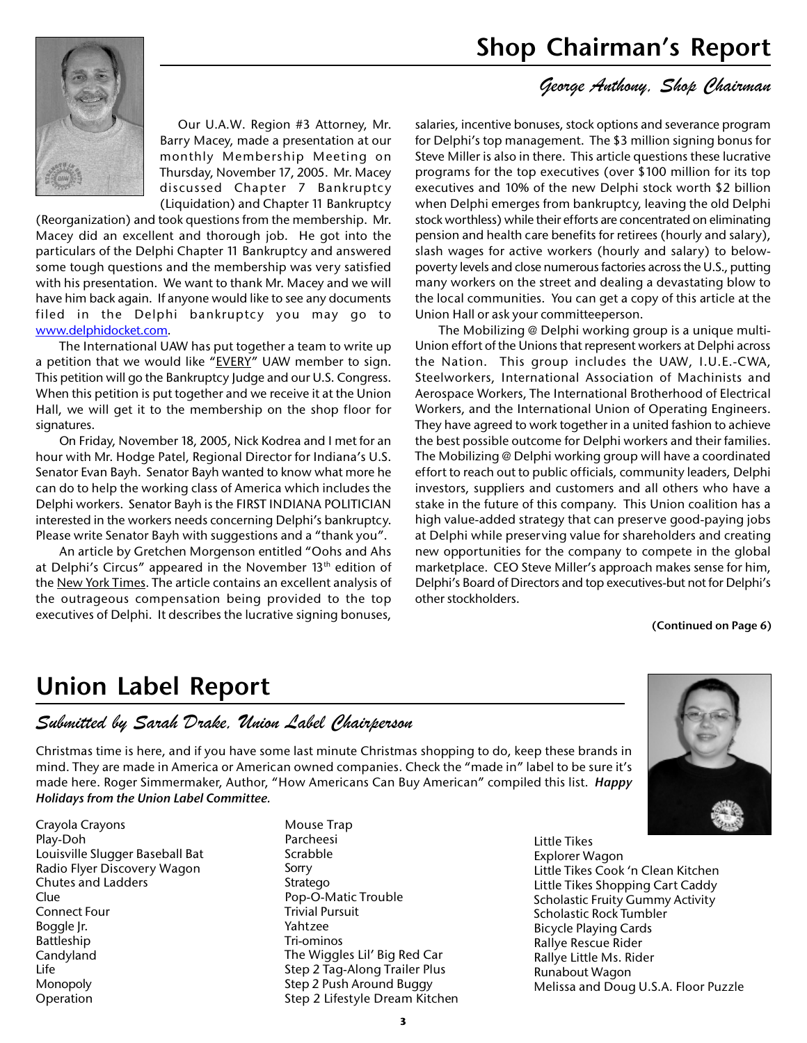# Shop Chairman's Report

*George Anthony, Shop Chairman*

Our U.A.W. Region #3 Attorney, Mr. Barry Macey, made a presentation at our monthly Membership Meeting on Thursday, November 17, 2005. Mr. Macey discussed Chapter 7 Bankruptcy (Liquidation) and Chapter 11 Bankruptcy (Reorganization) and took questions from the membership. Mr. Macey did an excellent and thorough job. He got into the particulars of the Delphi Chapter 11 Bankruptcy and answered some tough questions and the membership was very satisfied with his presentation. We want to thank Mr. Macey and we will have him back again. If anyone would like to see any documents filed in the Delphi bankruptcy you may go to www.delphidocket.com.

The International UAW has put together a team to write up a petition that we would like "EVERY" UAW member to sign. This petition will go the Bankruptcy Judge and our U.S. Congress. When this petition is put together and we receive it at the Union Hall, we will get it to the membership on the shop floor for signatures.

On Friday, November 18, 2005, Nick Kodrea and I met for an hour with Mr. Hodge Patel, Regional Director for Indiana's U.S. Senator Evan Bayh. Senator Bayh wanted to know what more he can do to help the working class of America which includes the Delphi workers. Senator Bayh is the FIRST INDIANA POLITICIAN interested in the workers needs concerning Delphi's bankruptcy. Please write Senator Bayh with suggestions and a "thank you".

An article by Gretchen Morgenson entitled "Oohs and Ahs at Delphi's Circus" appeared in the November 13th edition of the New York Times. The article contains an excellent analysis of the outrageous compensation being provided to the top executives of Delphi. It describes the lucrative signing bonuses, salaries, incentive bonuses, stock options and severance program for Delphi's top management. The $3 million signing bonus for Steve Miller is also in there. This article questions these lucrative programs for the top executives (over $100 million for its top executives and 10% of the new Delphi stock worth $2 billion when Delphi emerges from bankruptcy, leaving the old Delphi stock worthless) while their efforts are concentrated on eliminating pension and health care benefits for retirees (hourly and salary), slash wages for active workers (hourly and salary) to below-poverty levels and close numerous factories across the U.S., putting many workers on the street and dealing a devastating blow to the local communities. You can get a copy of this article at the Union Hall or ask your committeeperson.

The Mobilizing @ Delphi working group is a unique multi-Union effort of the Unions that represent workers at Delphi across the Nation. This group includes the UAW, I.U.E.-CWA, Steelworkers, International Association of Machinists and Aerospace Workers, The International Brotherhood of Electrical Workers, and the International Union of Operating Engineers. They have agreed to work together in a united fashion to achieve the best possible outcome for Delphi workers and their families. The Mobilizing @ Delphi working group will have a coordinated effort to reach out to public officials, community leaders, Delphi investors, suppliers and customers and all others who have a stake in the future of this company. This Union coalition has a high value-added strategy that can preserve good-paying jobs at Delphi while preserving value for shareholders and creating new opportunities for the company to compete in the global marketplace. CEO Steve Miller's approach makes sense for him, Delphi's Board of Directors and top executives-but not for Delphi's other stockholders.

**(Continued on Page 6)**

# Union Label Report

*Submitted by Sarah Drake, Union Label Chairperson*

Christmas time is here, and if you have some last minute Christmas shopping to do, keep these brands in mind. They are made in America or American owned companies. Check the "made in" label to be sure it's made here. Roger Simmermaker, Author, "How Americans Can Buy American" compiled this list. ***Happy Holidays from the Union Label Committee.***

Crayola Crayons
Play-Doh
Louisville Slugger Baseball Bat
Radio Flyer Discovery Wagon
Chutes and Ladders
Clue
Connect Four
Boggle Jr.
Battleship
Candyland
Life
Monopoly
Operation
Mouse Trap
Parcheesi
Scrabble
Sorry
Stratego
Pop-O-Matic Trouble
Trivial Pursuit
Yahtzee
Tri-ominos
The Wiggles Lil' Big Red Car
Step 2 Tag-Along Trailer Plus
Step 2 Push Around Buggy
Step 2 Lifestyle Dream Kitchen
Little Tikes
Explorer Wagon
Little Tikes Cook 'n Clean Kitchen
Little Tikes Shopping Cart Caddy
Scholastic Fruity Gummy Activity
Scholastic Rock Tumbler
Bicycle Playing Cards
Rallye Rescue Rider
Rallye Little Ms. Rider
Runabout Wagon
Melissa and Doug U.S.A. Floor Puzzle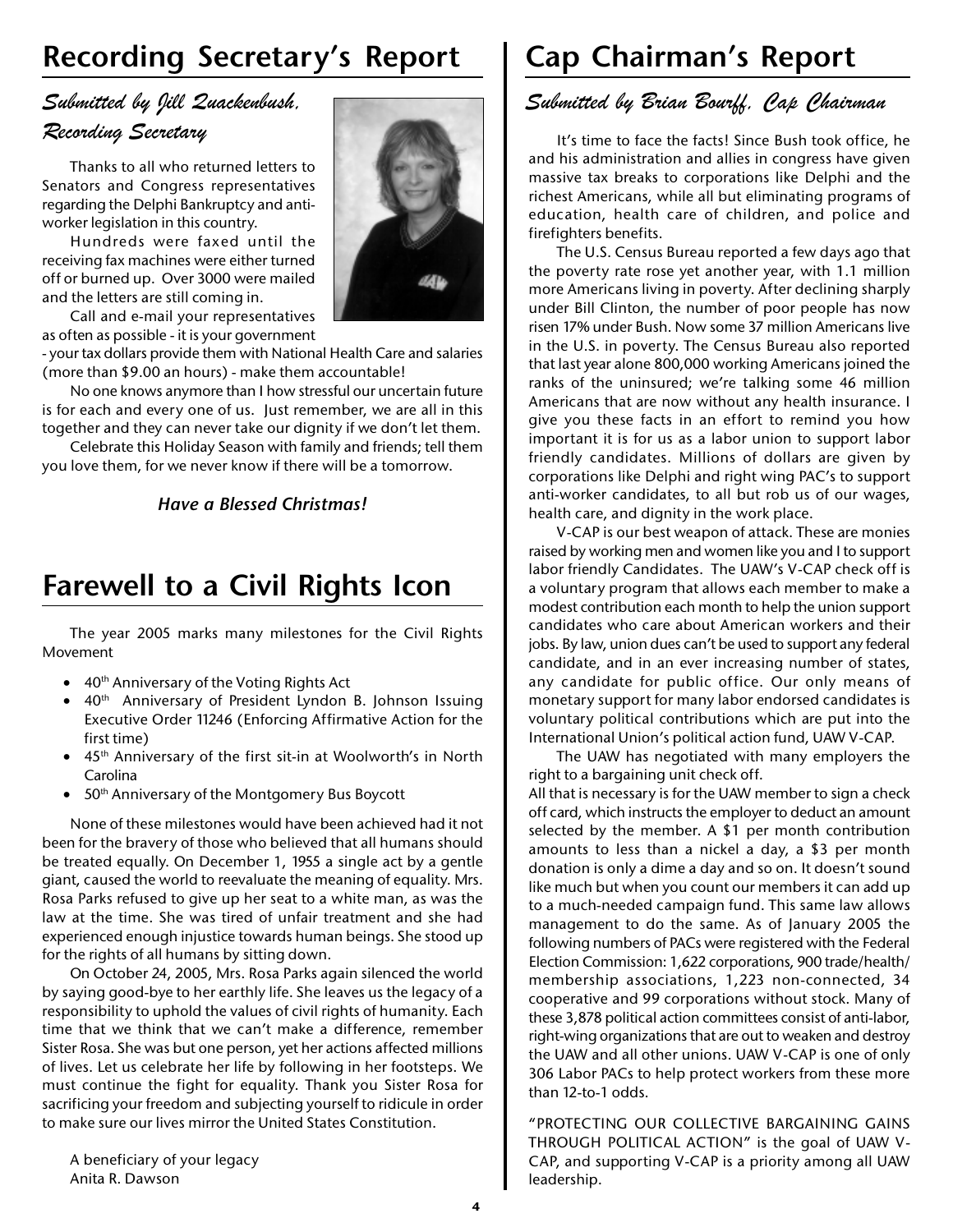# Recording Secretary's Report

*Submitted by Jill Quackenbush, Recording Secretary*

Thanks to all who returned letters to Senators and Congress representatives regarding the Delphi Bankruptcy and anti-worker legislation in this country.

Hundreds were faxed until the receiving fax machines were either turned off or burned up. Over 3000 were mailed and the letters are still coming in.

Call and e-mail your representatives as often as possible - it is your government - your tax dollars provide them with National Health Care and salaries (more than $9.00 an hours) - make them accountable!

No one knows anymore than I how stressful our uncertain future is for each and every one of us. Just remember, we are all in this together and they can never take our dignity if we don't let them.

Celebrate this Holiday Season with family and friends; tell them you love them, for we never know if there will be a tomorrow.

***Have a Blessed Christmas!***

# Farewell to a Civil Rights Icon

The year 2005 marks many milestones for the Civil Rights Movement

- 40th Anniversary of the Voting Rights Act
- 40th Anniversary of President Lyndon B. Johnson Issuing Executive Order 11246 (Enforcing Affirmative Action for the first time)
- 45th Anniversary of the first sit-in at Woolworth's in North Carolina
- 50th Anniversary of the Montgomery Bus Boycott

None of these milestones would have been achieved had it not been for the bravery of those who believed that all humans should be treated equally. On December 1, 1955 a single act by a gentle giant, caused the world to reevaluate the meaning of equality. Mrs. Rosa Parks refused to give up her seat to a white man, as was the law at the time. She was tired of unfair treatment and she had experienced enough injustice towards human beings. She stood up for the rights of all humans by sitting down.

On October 24, 2005, Mrs. Rosa Parks again silenced the world by saying good-bye to her earthly life. She leaves us the legacy of a responsibility to uphold the values of civil rights of humanity. Each time that we think that we can't make a difference, remember Sister Rosa. She was but one person, yet her actions affected millions of lives. Let us celebrate her life by following in her footsteps. We must continue the fight for equality. Thank you Sister Rosa for sacrificing your freedom and subjecting yourself to ridicule in order to make sure our lives mirror the United States Constitution.

A beneficiary of your legacy
Anita R. Dawson

# Cap Chairman's Report

*Submitted by Brian Bourff, Cap Chairman*

It's time to face the facts! Since Bush took office, he and his administration and allies in congress have given massive tax breaks to corporations like Delphi and the richest Americans, while all but eliminating programs of education, health care of children, and police and firefighters benefits.

The U.S. Census Bureau reported a few days ago that the poverty rate rose yet another year, with 1.1 million more Americans living in poverty. After declining sharply under Bill Clinton, the number of poor people has now risen 17% under Bush. Now some 37 million Americans live in the U.S. in poverty. The Census Bureau also reported that last year alone 800,000 working Americans joined the ranks of the uninsured; we're talking some 46 million Americans that are now without any health insurance. I give you these facts in an effort to remind you how important it is for us as a labor union to support labor friendly candidates. Millions of dollars are given by corporations like Delphi and right wing PAC's to support anti-worker candidates, to all but rob us of our wages, health care, and dignity in the work place.

V-CAP is our best weapon of attack. These are monies raised by working men and women like you and I to support labor friendly Candidates. The UAW's V-CAP check off is a voluntary program that allows each member to make a modest contribution each month to help the union support candidates who care about American workers and their jobs. By law, union dues can't be used to support any federal candidate, and in an ever increasing number of states, any candidate for public office. Our only means of monetary support for many labor endorsed candidates is voluntary political contributions which are put into the International Union's political action fund, UAW V-CAP.

The UAW has negotiated with many employers the right to a bargaining unit check off.
All that is necessary is for the UAW member to sign a check off card, which instructs the employer to deduct an amount selected by the member. A $1 per month contribution amounts to less than a nickel a day, a $3 per month donation is only a dime a day and so on. It doesn't sound like much but when you count our members it can add up to a much-needed campaign fund. This same law allows management to do the same. As of January 2005 the following numbers of PACs were registered with the Federal Election Commission: 1,622 corporations, 900 trade/health/membership associations, 1,223 non-connected, 34 cooperative and 99 corporations without stock. Many of these 3,878 political action committees consist of anti-labor, right-wing organizations that are out to weaken and destroy the UAW and all other unions. UAW V-CAP is one of only 306 Labor PACs to help protect workers from these more than 12-to-1 odds.

"PROTECTING OUR COLLECTIVE BARGAINING GAINS THROUGH POLITICAL ACTION" is the goal of UAW V-CAP, and supporting V-CAP is a priority among all UAW leadership.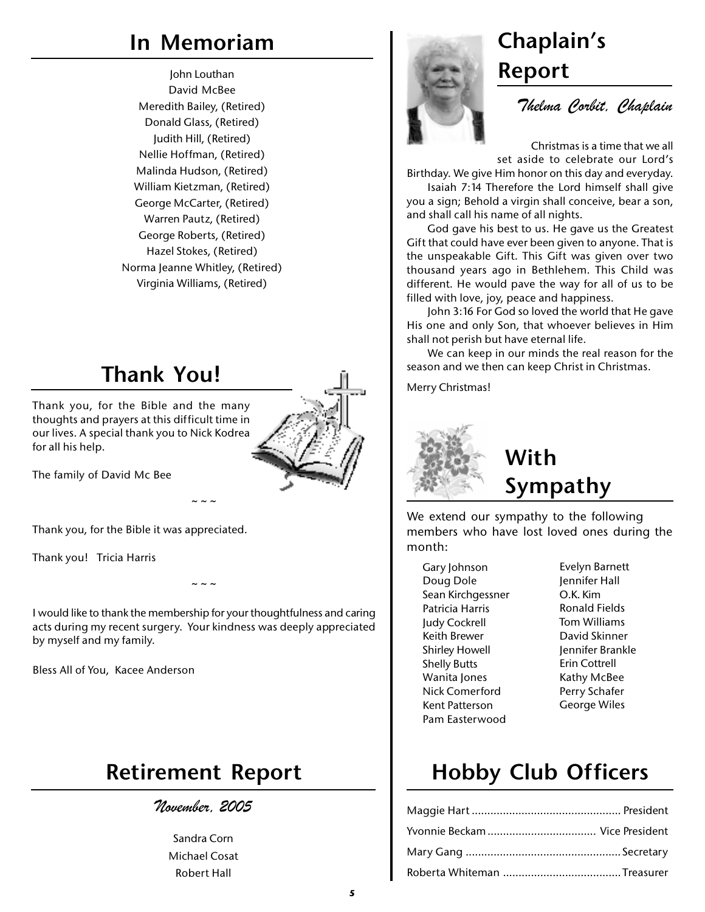## In Memoriam

John Louthan
David McBee
Meredith Bailey, (Retired)
Donald Glass, (Retired)
Judith Hill, (Retired)
Nellie Hoffman, (Retired)
Malinda Hudson, (Retired)
William Kietzman, (Retired)
George McCarter, (Retired)
Warren Pautz, (Retired)
George Roberts, (Retired)
Hazel Stokes, (Retired)
Norma Jeanne Whitley, (Retired)
Virginia Williams, (Retired)

## Thank You!

Thank you, for the Bible and the many thoughts and prayers at this difficult time in our lives. A special thank you to Nick Kodrea for all his help.

The family of David Mc Bee

~ ~ ~

Thank you, for the Bible it was appreciated.

Thank you! Tricia Harris

~ ~ ~

I would like to thank the membership for your thoughtfulness and caring acts during my recent surgery. Your kindness was deeply appreciated by myself and my family.

Bless All of You, Kacee Anderson

## Retirement Report

*November, 2005*

Sandra Corn
Michael Cosat
Robert Hall

## Chaplain's Report

*Thelma Corbit, Chaplain*

Christmas is a time that we all set aside to celebrate our Lord's Birthday. We give Him honor on this day and everyday.

Isaiah 7:14 Therefore the Lord himself shall give you a sign; Behold a virgin shall conceive, bear a son, and shall call his name of all nights.

God gave his best to us. He gave us the Greatest Gift that could have ever been given to anyone. That is the unspeakable Gift. This Gift was given over two thousand years ago in Bethlehem. This Child was different. He would pave the way for all of us to be filled with love, joy, peace and happiness.

John 3:16 For God so loved the world that He gave His one and only Son, that whoever believes in Him shall not perish but have eternal life.

We can keep in our minds the real reason for the season and we then can keep Christ in Christmas.

Merry Christmas!

## With Sympathy

We extend our sympathy to the following members who have lost loved ones during the month:

Gary Johnson
Doug Dole
Sean Kirchgessner
Patricia Harris
Judy Cockrell
Keith Brewer
Shirley Howell
Shelly Butts
Wanita Jones
Nick Comerford
Kent Patterson
Pam Easterwood
Evelyn Barnett
Jennifer Hall
O.K. Kim
Ronald Fields
Tom Williams
David Skinner
Jennifer Brankle
Erin Cottrell
Kathy McBee
Perry Schafer
George Wiles

## Hobby Club Officers

Maggie Hart ................................................ President
Yvonnie Beckam .................................. Vice President
Mary Gang ................................................. Secretary
Roberta Whiteman ...................................... Treasurer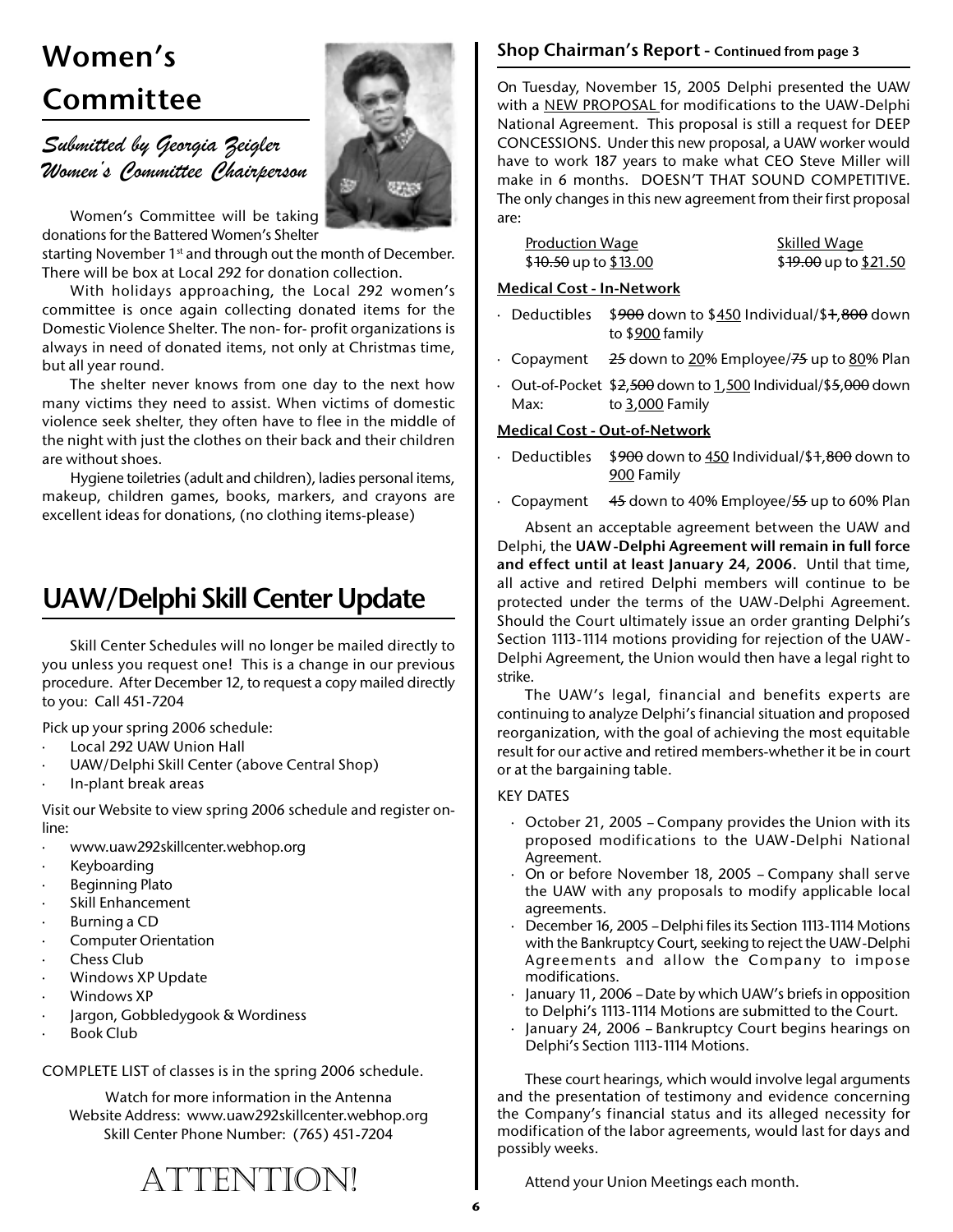# Women's Committee

*Submitted by Georgia Zeigler*
*Women's Committee Chairperson*

Women's Committee will be taking donations for the Battered Women's Shelter starting November 1st and through out the month of December. There will be box at Local 292 for donation collection.

With holidays approaching, the Local 292 women's committee is once again collecting donated items for the Domestic Violence Shelter. The non- for- profit organizations is always in need of donated items, not only at Christmas time, but all year round.

The shelter never knows from one day to the next how many victims they need to assist. When victims of domestic violence seek shelter, they often have to flee in the middle of the night with just the clothes on their back and their children are without shoes.

Hygiene toiletries (adult and children), ladies personal items, makeup, children games, books, markers, and crayons are excellent ideas for donations, (no clothing items-please)

# UAW/Delphi Skill Center Update

Skill Center Schedules will no longer be mailed directly to you unless you request one! This is a change in our previous procedure. After December 12, to request a copy mailed directly to you: Call 451-7204

Pick up your spring 2006 schedule:

- Local 292 UAW Union Hall
- UAW/Delphi Skill Center (above Central Shop)
- In-plant break areas

Visit our Website to view spring 2006 schedule and register on-line:

- www.uaw292skillcenter.webhop.org
- Keyboarding
- Beginning Plato
- Skill Enhancement
- Burning a CD
- Computer Orientation
- Chess Club
- Windows XP Update
- Windows XP
- Jargon, Gobbledygook & Wordiness
- Book Club

COMPLETE LIST of classes is in the spring 2006 schedule.

Watch for more information in the Antenna
Website Address: www.uaw292skillcenter.webhop.org
Skill Center Phone Number: (765) 451-7204

# ATTENTION!

## Shop Chairman's Report - Continued from page 3

On Tuesday, November 15, 2005 Delphi presented the UAW with a NEW PROPOSAL for modifications to the UAW-Delphi National Agreement. This proposal is still a request for DEEP CONCESSIONS. Under this new proposal, a UAW worker would have to work 187 years to make what CEO Steve Miller will make in 6 months. DOESN'T THAT SOUND COMPETITIVE. The only changes in this new agreement from their first proposal are:

| Production Wage | Skilled Wage |
|---|---|
| $~~10.50~~ up to $13.00 | $~~19.00~~ up to $21.50 |

**Medical Cost - In-Network**

- Deductibles $~~900~~ down to $450 Individual/$~~1,800~~ down to $900 family
- Copayment ~~25~~ down to 20% Employee/~~75~~ up to 80% Plan
- Out-of-Pocket Max: $~~2,500~~ down to 1,500 Individual/$~~5,000~~ down to 3,000 Family

**Medical Cost - Out-of-Network**

- Deductibles $~~900~~ down to 450 Individual/$~~1,800~~ down to 900 Family
- Copayment ~~45~~ down to 40% Employee/~~55~~ up to 60% Plan

Absent an acceptable agreement between the UAW and Delphi, the **UAW-Delphi Agreement will remain in full force and effect until at least January 24, 2006.** Until that time, all active and retired Delphi members will continue to be protected under the terms of the UAW-Delphi Agreement. Should the Court ultimately issue an order granting Delphi's Section 1113-1114 motions providing for rejection of the UAW-Delphi Agreement, the Union would then have a legal right to strike.

The UAW's legal, financial and benefits experts are continuing to analyze Delphi's financial situation and proposed reorganization, with the goal of achieving the most equitable result for our active and retired members-whether it be in court or at the bargaining table.

KEY DATES

- October 21, 2005 – Company provides the Union with its proposed modifications to the UAW-Delphi National Agreement.
- On or before November 18, 2005 – Company shall serve the UAW with any proposals to modify applicable local agreements.
- December 16, 2005 – Delphi files its Section 1113-1114 Motions with the Bankruptcy Court, seeking to reject the UAW-Delphi Agreements and allow the Company to impose modifications.
- January 11, 2006 – Date by which UAW's briefs in opposition to Delphi's 1113-1114 Motions are submitted to the Court.
- January 24, 2006 – Bankruptcy Court begins hearings on Delphi's Section 1113-1114 Motions.

These court hearings, which would involve legal arguments and the presentation of testimony and evidence concerning the Company's financial status and its alleged necessity for modification of the labor agreements, would last for days and possibly weeks.

Attend your Union Meetings each month.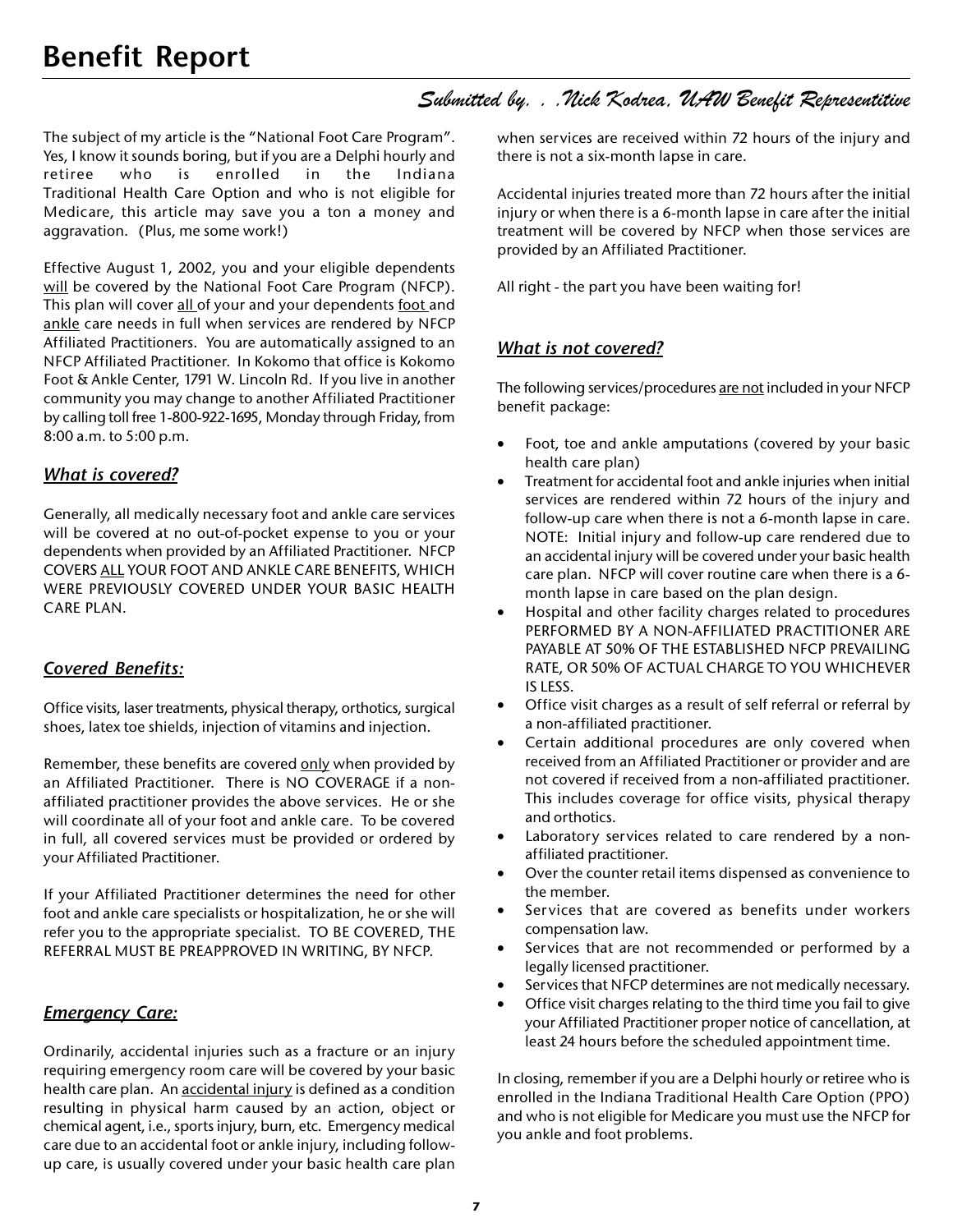# Benefit Report

*Submitted by. . .Nick Kodrea, UAW Benefit Representitive*

The subject of my article is the "National Foot Care Program". Yes, I know it sounds boring, but if you are a Delphi hourly and retiree who is enrolled in the Indiana Traditional Health Care Option and who is not eligible for Medicare, this article may save you a ton a money and aggravation. (Plus, me some work!)

Effective August 1, 2002, you and your eligible dependents will be covered by the National Foot Care Program (NFCP). This plan will cover all of your and your dependents foot and ankle care needs in full when services are rendered by NFCP Affiliated Practitioners. You are automatically assigned to an NFCP Affiliated Practitioner. In Kokomo that office is Kokomo Foot & Ankle Center, 1791 W. Lincoln Rd. If you live in another community you may change to another Affiliated Practitioner by calling toll free 1-800-922-1695, Monday through Friday, from 8:00 a.m. to 5:00 p.m.

## *What is covered?*

Generally, all medically necessary foot and ankle care services will be covered at no out-of-pocket expense to you or your dependents when provided by an Affiliated Practitioner. NFCP COVERS ALL YOUR FOOT AND ANKLE CARE BENEFITS, WHICH WERE PREVIOUSLY COVERED UNDER YOUR BASIC HEALTH CARE PLAN.

## *Covered Benefits:*

Office visits, laser treatments, physical therapy, orthotics, surgical shoes, latex toe shields, injection of vitamins and injection.

Remember, these benefits are covered only when provided by an Affiliated Practitioner. There is NO COVERAGE if a non-affiliated practitioner provides the above services. He or she will coordinate all of your foot and ankle care. To be covered in full, all covered services must be provided or ordered by your Affiliated Practitioner.

If your Affiliated Practitioner determines the need for other foot and ankle care specialists or hospitalization, he or she will refer you to the appropriate specialist. TO BE COVERED, THE REFERRAL MUST BE PREAPPROVED IN WRITING, BY NFCP.

## *Emergency Care:*

Ordinarily, accidental injuries such as a fracture or an injury requiring emergency room care will be covered by your basic health care plan. An accidental injury is defined as a condition resulting in physical harm caused by an action, object or chemical agent, i.e., sports injury, burn, etc. Emergency medical care due to an accidental foot or ankle injury, including follow-up care, is usually covered under your basic health care plan when services are received within 72 hours of the injury and there is not a six-month lapse in care.

Accidental injuries treated more than 72 hours after the initial injury or when there is a 6-month lapse in care after the initial treatment will be covered by NFCP when those services are provided by an Affiliated Practitioner.

All right - the part you have been waiting for!

## *What is not covered?*

The following services/procedures are not included in your NFCP benefit package:

- Foot, toe and ankle amputations (covered by your basic health care plan)
- Treatment for accidental foot and ankle injuries when initial services are rendered within 72 hours of the injury and follow-up care when there is not a 6-month lapse in care. NOTE: Initial injury and follow-up care rendered due to an accidental injury will be covered under your basic health care plan. NFCP will cover routine care when there is a 6-month lapse in care based on the plan design.
- Hospital and other facility charges related to procedures PERFORMED BY A NON-AFFILIATED PRACTITIONER ARE PAYABLE AT 50% OF THE ESTABLISHED NFCP PREVAILING RATE, OR 50% OF ACTUAL CHARGE TO YOU WHICHEVER IS LESS.
- Office visit charges as a result of self referral or referral by a non-affiliated practitioner.
- Certain additional procedures are only covered when received from an Affiliated Practitioner or provider and are not covered if received from a non-affiliated practitioner. This includes coverage for office visits, physical therapy and orthotics.
- Laboratory services related to care rendered by a non-affiliated practitioner.
- Over the counter retail items dispensed as convenience to the member.
- Services that are covered as benefits under workers compensation law.
- Services that are not recommended or performed by a legally licensed practitioner.
- Services that NFCP determines are not medically necessary.
- Office visit charges relating to the third time you fail to give your Affiliated Practitioner proper notice of cancellation, at least 24 hours before the scheduled appointment time.

In closing, remember if you are a Delphi hourly or retiree who is enrolled in the Indiana Traditional Health Care Option (PPO) and who is not eligible for Medicare you must use the NFCP for you ankle and foot problems.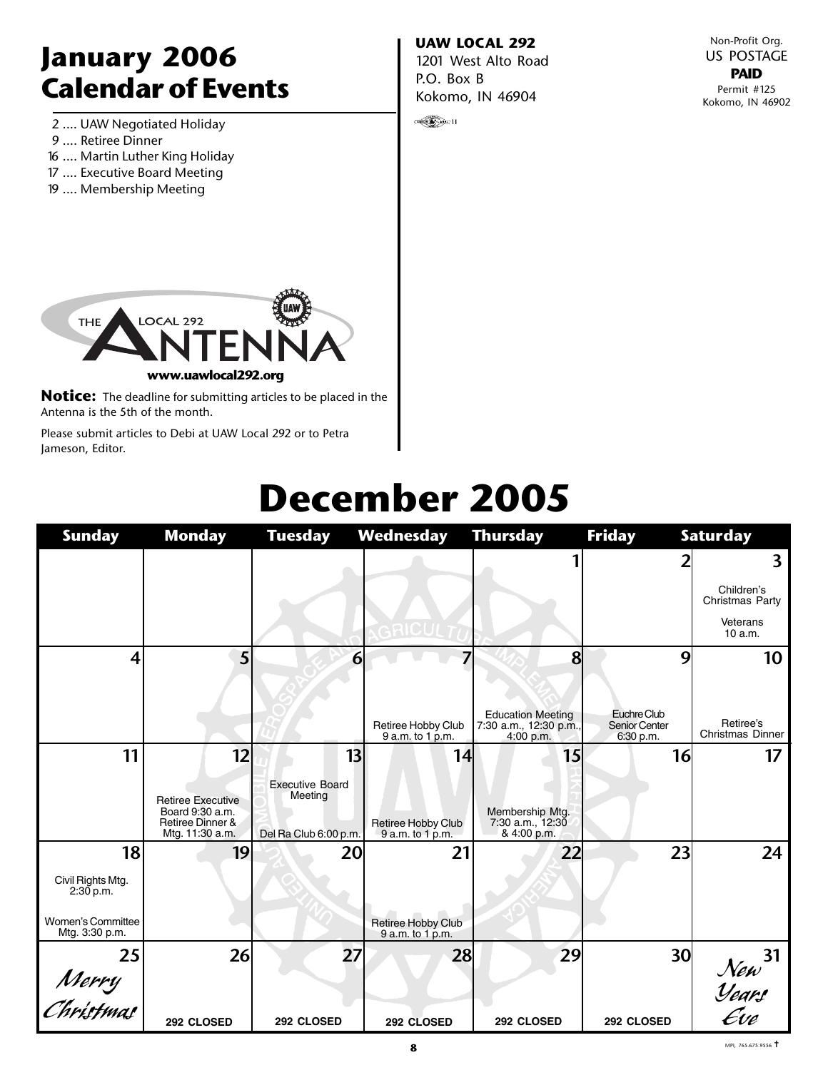# January 2006 Calendar of Events

- 2 .... UAW Negotiated Holiday
- 9 .... Retiree Dinner
- 16 .... Martin Luther King Holiday
- 17 .... Executive Board Meeting
- 19 .... Membership Meeting

**UAW LOCAL 292**
1201 West Alto Road
P.O. Box B
Kokomo, IN 46904

Non-Profit Org.
US POSTAGE
**PAID**
Permit #125
Kokomo, IN 46902

THE LOCAL 292 ANTENNA

**www.uawlocal292.org**

**Notice:** The deadline for submitting articles to be placed in the Antenna is the 5th of the month.

Please submit articles to Debi at UAW Local 292 or to Petra Jameson, Editor.

# December 2005

| Sunday | Monday | Tuesday | Wednesday | Thursday | Friday | Saturday |
|---|---|---|---|---|---|---|
| | | | | 1 | 2 | 3 Children's Christmas Party; Veterans 10 a.m. |
| 4 | 5 | 6 | 7 Retiree Hobby Club 9 a.m. to 1 p.m. | 8 Education Meeting 7:30 a.m., 12:30 p.m., 4:00 p.m. | 9 Euchre Club Senior Center 6:30 p.m. | 10 Retiree's Christmas Dinner |
| 11 | 12 Retiree Executive Board 9:30 a.m. Retiree Dinner & Mtg. 11:30 a.m. | 13 Executive Board Meeting; Del Ra Club 6:00 p.m. | 14 Retiree Hobby Club 9 a.m. to 1 p.m. | 15 Membership Mtg. 7:30 a.m., 12:30 & 4:00 p.m. | 16 | 17 |
| 18 Civil Rights Mtg. 2:30 p.m.; Women's Committee Mtg. 3:30 p.m. | 19 | 20 | 21 Retiree Hobby Club 9 a.m. to 1 p.m. | 22 | 23 | 24 |
| 25 *Merry Christmas* | 26 292 CLOSED | 27 292 CLOSED | 28 292 CLOSED | 29 292 CLOSED | 30 292 CLOSED | 31 *New Years Eve* |